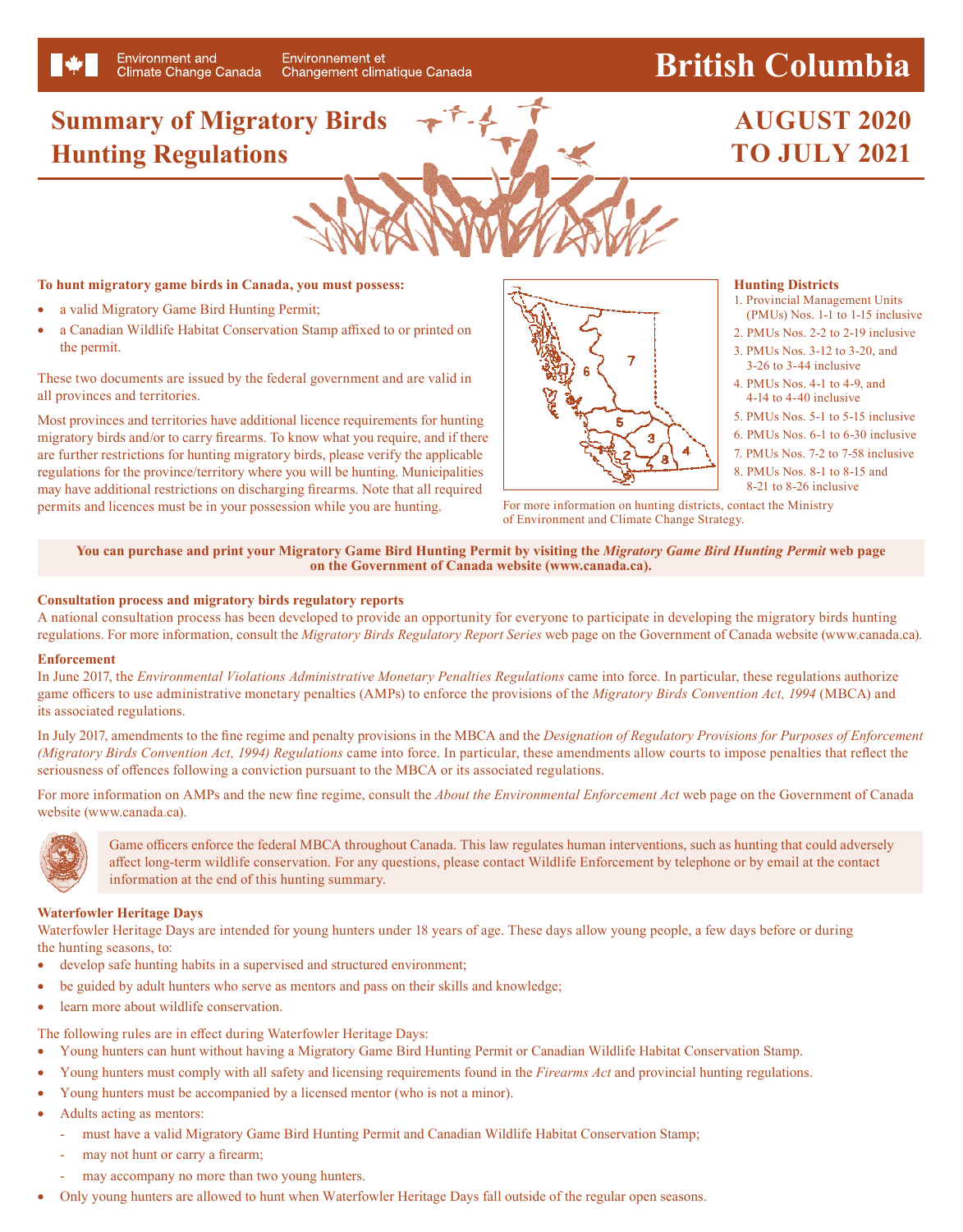Environment and Climate Change Canada | Environnement et Changement climatique Canada

# British Columbia

# Summary of Migratory Birds Hunting Regulations

## AUGUST 2020 TO JULY 2021

**To hunt migratory game birds in Canada, you must possess:**

- a valid Migratory Game Bird Hunting Permit;
- a Canadian Wildlife Habitat Conservation Stamp affixed to or printed on the permit.

These two documents are issued by the federal government and are valid in all provinces and territories.

Most provinces and territories have additional licence requirements for hunting migratory birds and/or to carry firearms. To know what you require, and if there are further restrictions for hunting migratory birds, please verify the applicable regulations for the province/territory where you will be hunting. Municipalities may have additional restrictions on discharging firearms. Note that all required permits and licences must be in your possession while you are hunting.

**Hunting Districts**

1. Provincial Management Units (PMUs) Nos. 1-1 to 1-15 inclusive
2. PMUs Nos. 2-2 to 2-19 inclusive
3. PMUs Nos. 3-12 to 3-20, and 3-26 to 3-44 inclusive
4. PMUs Nos. 4-1 to 4-9, and 4-14 to 4-40 inclusive
5. PMUs Nos. 5-1 to 5-15 inclusive
6. PMUs Nos. 6-1 to 6-30 inclusive
7. PMUs Nos. 7-2 to 7-58 inclusive
8. PMUs Nos. 8-1 to 8-15 and 8-21 to 8-26 inclusive

For more information on hunting districts, contact the Ministry of Environment and Climate Change Strategy.

**You can purchase and print your Migratory Game Bird Hunting Permit by visiting the *Migratory Game Bird Hunting Permit* web page on the Government of Canada website (www.canada.ca).**

### Consultation process and migratory birds regulatory reports

A national consultation process has been developed to provide an opportunity for everyone to participate in developing the migratory birds hunting regulations. For more information, consult the *Migratory Birds Regulatory Report Series* web page on the Government of Canada website (www.canada.ca).

### Enforcement

In June 2017, the *Environmental Violations Administrative Monetary Penalties Regulations* came into force. In particular, these regulations authorize game officers to use administrative monetary penalties (AMPs) to enforce the provisions of the *Migratory Birds Convention Act, 1994* (MBCA) and its associated regulations.

In July 2017, amendments to the fine regime and penalty provisions in the MBCA and the *Designation of Regulatory Provisions for Purposes of Enforcement (Migratory Birds Convention Act, 1994) Regulations* came into force. In particular, these amendments allow courts to impose penalties that reflect the seriousness of offences following a conviction pursuant to the MBCA or its associated regulations.

For more information on AMPs and the new fine regime, consult the *About the Environmental Enforcement Act* web page on the Government of Canada website (www.canada.ca).

Game officers enforce the federal MBCA throughout Canada. This law regulates human interventions, such as hunting that could adversely affect long-term wildlife conservation. For any questions, please contact Wildlife Enforcement by telephone or by email at the contact information at the end of this hunting summary.

### Waterfowler Heritage Days

Waterfowler Heritage Days are intended for young hunters under 18 years of age. These days allow young people, a few days before or during the hunting seasons, to:

- develop safe hunting habits in a supervised and structured environment;
- be guided by adult hunters who serve as mentors and pass on their skills and knowledge;
- learn more about wildlife conservation.

The following rules are in effect during Waterfowler Heritage Days:

- Young hunters can hunt without having a Migratory Game Bird Hunting Permit or Canadian Wildlife Habitat Conservation Stamp.
- Young hunters must comply with all safety and licensing requirements found in the *Firearms Act* and provincial hunting regulations.
- Young hunters must be accompanied by a licensed mentor (who is not a minor).
- Adults acting as mentors:
  - must have a valid Migratory Game Bird Hunting Permit and Canadian Wildlife Habitat Conservation Stamp;
  - may not hunt or carry a firearm;
  - may accompany no more than two young hunters.
- Only young hunters are allowed to hunt when Waterfowler Heritage Days fall outside of the regular open seasons.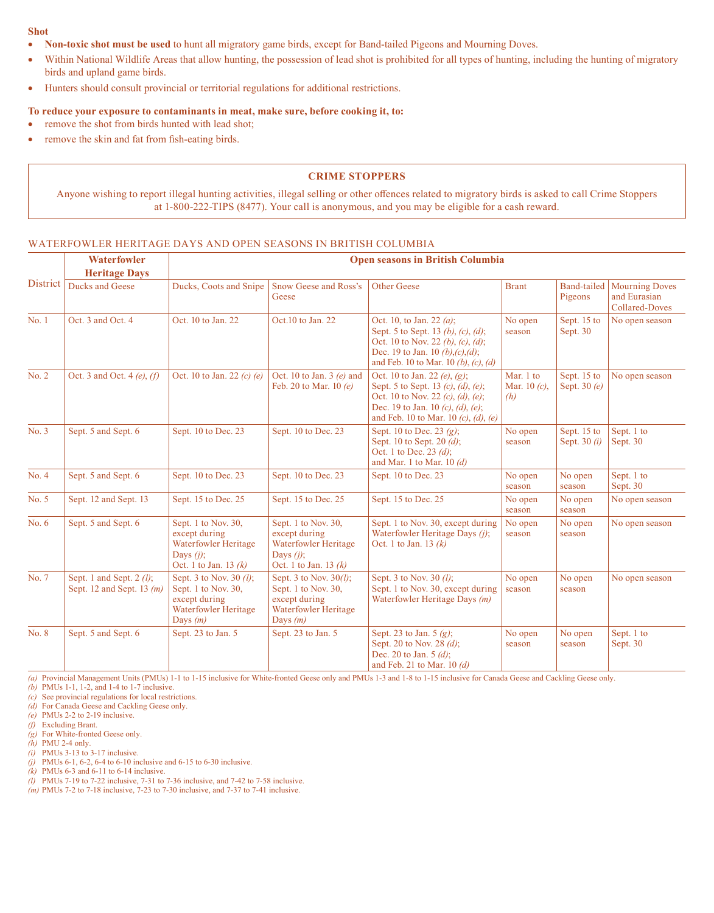**Shot**

- **Non-toxic shot must be used** to hunt all migratory game birds, except for Band-tailed Pigeons and Mourning Doves.
- Within National Wildlife Areas that allow hunting, the possession of lead shot is prohibited for all types of hunting, including the hunting of migratory birds and upland game birds.
- Hunters should consult provincial or territorial regulations for additional restrictions.

**To reduce your exposure to contaminants in meat, make sure, before cooking it, to:**

- remove the shot from birds hunted with lead shot;
- remove the skin and fat from fish-eating birds.

**CRIME STOPPERS**

Anyone wishing to report illegal hunting activities, illegal selling or other offences related to migratory birds is asked to call Crime Stoppers at 1-800-222-TIPS (8477). Your call is anonymous, and you may be eligible for a cash reward.

## WATERFOWLER HERITAGE DAYS AND OPEN SEASONS IN BRITISH COLUMBIA

| District | Waterfowler Heritage Days | Open seasons in British Columbia | | | | | |
|---|---|---|---|---|---|---|---|
| | Ducks and Geese | Ducks, Coots and Snipe | Snow Geese and Ross's Geese | Other Geese | Brant | Band-tailed Pigeons | Mourning Doves and Eurasian Collared-Doves |
| No. 1 | Oct. 3 and Oct. 4 | Oct. 10 to Jan. 22 | Oct.10 to Jan. 22 | Oct. 10, to Jan. 22 *(a)*; Sept. 5 to Sept. 13 *(b)*, *(c)*, *(d)*; Oct. 10 to Nov. 22 *(b)*, *(c)*, *(d)*; Dec. 19 to Jan. 10 *(b)*,*(c)*,*(d)*; and Feb. 10 to Mar. 10 *(b)*, *(c)*, *(d)* | No open season | Sept. 15 to Sept. 30 | No open season |
| No. 2 | Oct. 3 and Oct. 4 *(e)*, *(f)* | Oct. 10 to Jan. 22 *(c)* *(e)* | Oct. 10 to Jan. 3 *(e)* and Feb. 20 to Mar. 10 *(e)* | Oct. 10 to Jan. 22 *(e)*, *(g)*; Sept. 5 to Sept. 13 *(c)*, *(d)*, *(e)*; Oct. 10 to Nov. 22 *(c)*, *(d)*, *(e)*; Dec. 19 to Jan. 10 *(c)*, *(d)*, *(e)*; and Feb. 10 to Mar. 10 *(c)*, *(d)*, *(e)* | Mar. 1 to Mar. 10 *(c)*, *(h)* | Sept. 15 to Sept. 30 *(e)* | No open season |
| No. 3 | Sept. 5 and Sept. 6 | Sept. 10 to Dec. 23 | Sept. 10 to Dec. 23 | Sept. 10 to Dec. 23 *(g)*; Sept. 10 to Sept. 20 *(d)*; Oct. 1 to Dec. 23 *(d)*; and Mar. 1 to Mar. 10 *(d)* | No open season | Sept. 15 to Sept. 30 *(i)* | Sept. 1 to Sept. 30 |
| No. 4 | Sept. 5 and Sept. 6 | Sept. 10 to Dec. 23 | Sept. 10 to Dec. 23 | Sept. 10 to Dec. 23 | No open season | No open season | Sept. 1 to Sept. 30 |
| No. 5 | Sept. 12 and Sept. 13 | Sept. 15 to Dec. 25 | Sept. 15 to Dec. 25 | Sept. 15 to Dec. 25 | No open season | No open season | No open season |
| No. 6 | Sept. 5 and Sept. 6 | Sept. 1 to Nov. 30, except during Waterfowler Heritage Days *(j)*; Oct. 1 to Jan. 13 *(k)* | Sept. 1 to Nov. 30, except during Waterfowler Heritage Days *(j)*; Oct. 1 to Jan. 13 *(k)* | Sept. 1 to Nov. 30, except during Waterfowler Heritage Days *(j)*; Oct. 1 to Jan. 13 *(k)* | No open season | No open season | No open season |
| No. 7 | Sept. 1 and Sept. 2 *(l)*; Sept. 12 and Sept. 13 *(m)* | Sept. 3 to Nov. 30 *(l)*; Sept. 1 to Nov. 30, except during Waterfowler Heritage Days *(m)* | Sept. 3 to Nov. 30*(l)*; Sept. 1 to Nov. 30, except during Waterfowler Heritage Days *(m)* | Sept. 3 to Nov. 30 *(l)*; Sept. 1 to Nov. 30, except during Waterfowler Heritage Days *(m)* | No open season | No open season | No open season |
| No. 8 | Sept. 5 and Sept. 6 | Sept. 23 to Jan. 5 | Sept. 23 to Jan. 5 | Sept. 23 to Jan. 5 *(g)*; Sept. 20 to Nov. 28 *(d)*; Dec. 20 to Jan. 5 *(d)*; and Feb. 21 to Mar. 10 *(d)* | No open season | No open season | Sept. 1 to Sept. 30 |

*(a)* Provincial Management Units (PMUs) 1-1 to 1-15 inclusive for White-fronted Geese only and PMUs 1-3 and 1-8 to 1-15 inclusive for Canada Geese and Cackling Geese only.
*(b)* PMUs 1-1, 1-2, and 1-4 to 1-7 inclusive.
*(c)* See provincial regulations for local restrictions.
*(d)* For Canada Geese and Cackling Geese only.
*(e)* PMUs 2-2 to 2-19 inclusive.
*(f)* Excluding Brant.
*(g)* For White-fronted Geese only.
*(h)* PMU 2-4 only.
*(i)* PMUs 3-13 to 3-17 inclusive.
*(j)* PMUs 6-1, 6-2, 6-4 to 6-10 inclusive and 6-15 to 6-30 inclusive.
*(k)* PMUs 6-3 and 6-11 to 6-14 inclusive.
*(l)* PMUs 7-19 to 7-22 inclusive, 7-31 to 7-36 inclusive, and 7-42 to 7-58 inclusive.
*(m)* PMUs 7-2 to 7-18 inclusive, 7-23 to 7-30 inclusive, and 7-37 to 7-41 inclusive.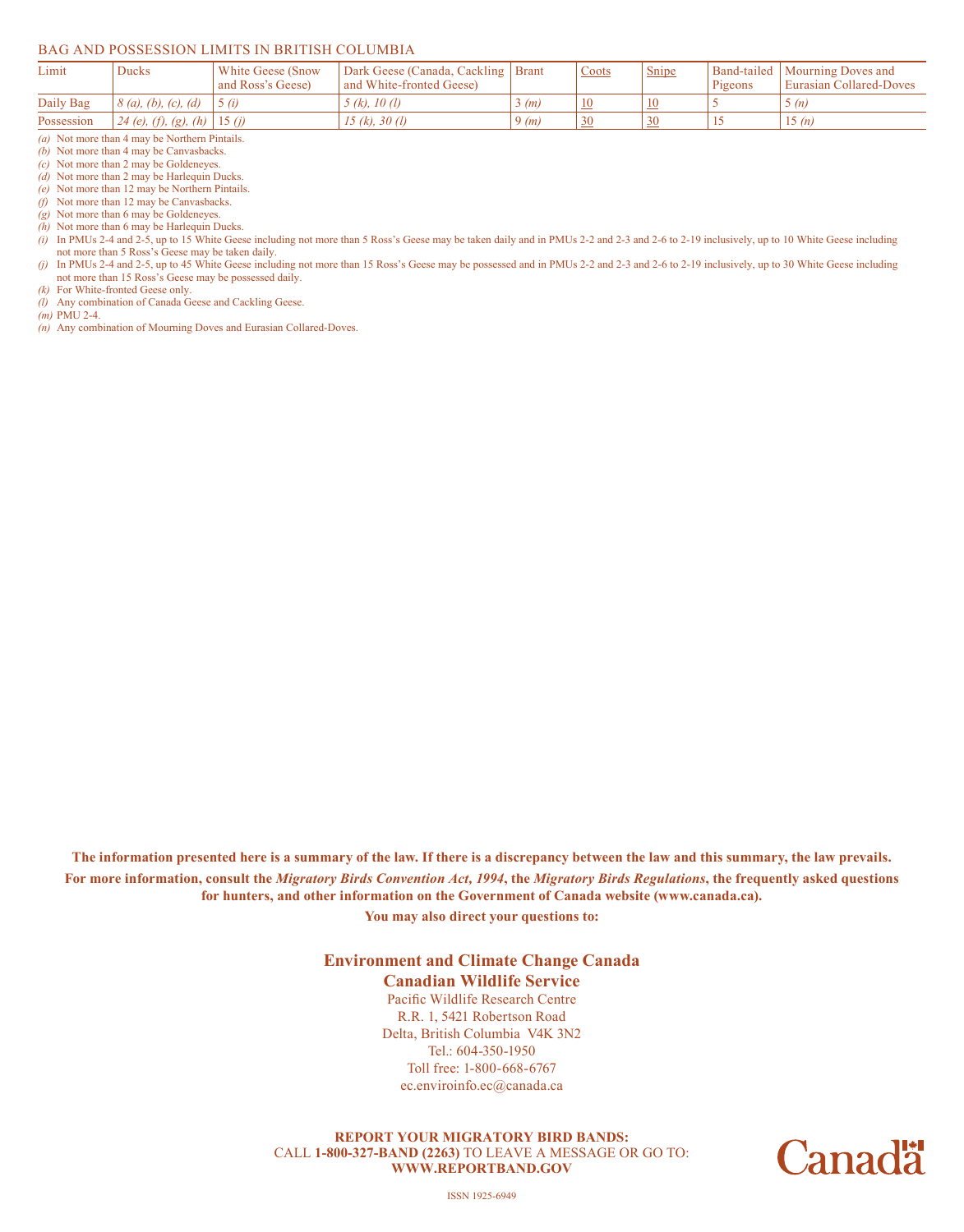## BAG AND POSSESSION LIMITS IN BRITISH COLUMBIA

| Limit | Ducks | White Geese (Snow and Ross's Geese) | Dark Geese (Canada, Cackling and White-fronted Geese) | Brant | Coots | Snipe | Band-tailed Pigeons | Mourning Doves and Eurasian Collared-Doves |
|---|---|---|---|---|---|---|---|---|
| Daily Bag | 8 *(a), (b), (c), (d)* | 5 *(i)* | 5 *(k)*, 10 *(l)* | 3 *(m)* | 10 | 10 | 5 | 5 *(n)* |
| Possession | 24 *(e), (f), (g), (h)* | 15 *(j)* | 15 *(k)*, 30 *(l)* | 9 *(m)* | 30 | 30 | 15 | 15 *(n)* |

*(a)* Not more than 4 may be Northern Pintails.
*(b)* Not more than 4 may be Canvasbacks.
*(c)* Not more than 2 may be Goldeneyes.
*(d)* Not more than 2 may be Harlequin Ducks.
*(e)* Not more than 12 may be Northern Pintails.
*(f)* Not more than 12 may be Canvasbacks.
*(g)* Not more than 6 may be Goldeneyes.
*(h)* Not more than 6 may be Harlequin Ducks.
*(i)* In PMUs 2-4 and 2-5, up to 15 White Geese including not more than 5 Ross's Geese may be taken daily and in PMUs 2-2 and 2-3 and 2-6 to 2-19 inclusively, up to 10 White Geese including not more than 5 Ross's Geese may be taken daily.
*(j)* In PMUs 2-4 and 2-5, up to 45 White Geese including not more than 15 Ross's Geese may be possessed and in PMUs 2-2 and 2-3 and 2-6 to 2-19 inclusively, up to 30 White Geese including not more than 15 Ross's Geese may be possessed daily.
*(k)* For White-fronted Geese only.
*(l)* Any combination of Canada Geese and Cackling Geese.
*(m)* PMU 2-4.
*(n)* Any combination of Mourning Doves and Eurasian Collared-Doves.

**The information presented here is a summary of the law. If there is a discrepancy between the law and this summary, the law prevails.**

**For more information, consult the *Migratory Birds Convention Act, 1994*, the *Migratory Birds Regulations*, the frequently asked questions for hunters, and other information on the Government of Canada website (www.canada.ca).**

**You may also direct your questions to:**

**Environment and Climate Change Canada**
**Canadian Wildlife Service**
Pacific Wildlife Research Centre
R.R. 1, 5421 Robertson Road
Delta, British Columbia V4K 3N2
Tel.: 604-350-1950
Toll free: 1-800-668-6767
ec.enviroinfo.ec@canada.ca

**REPORT YOUR MIGRATORY BIRD BANDS:**
CALL **1-800-327-BAND (2263)** TO LEAVE A MESSAGE OR GO TO:
**WWW.REPORTBAND.GOV**

Canada

ISSN 1925-6949